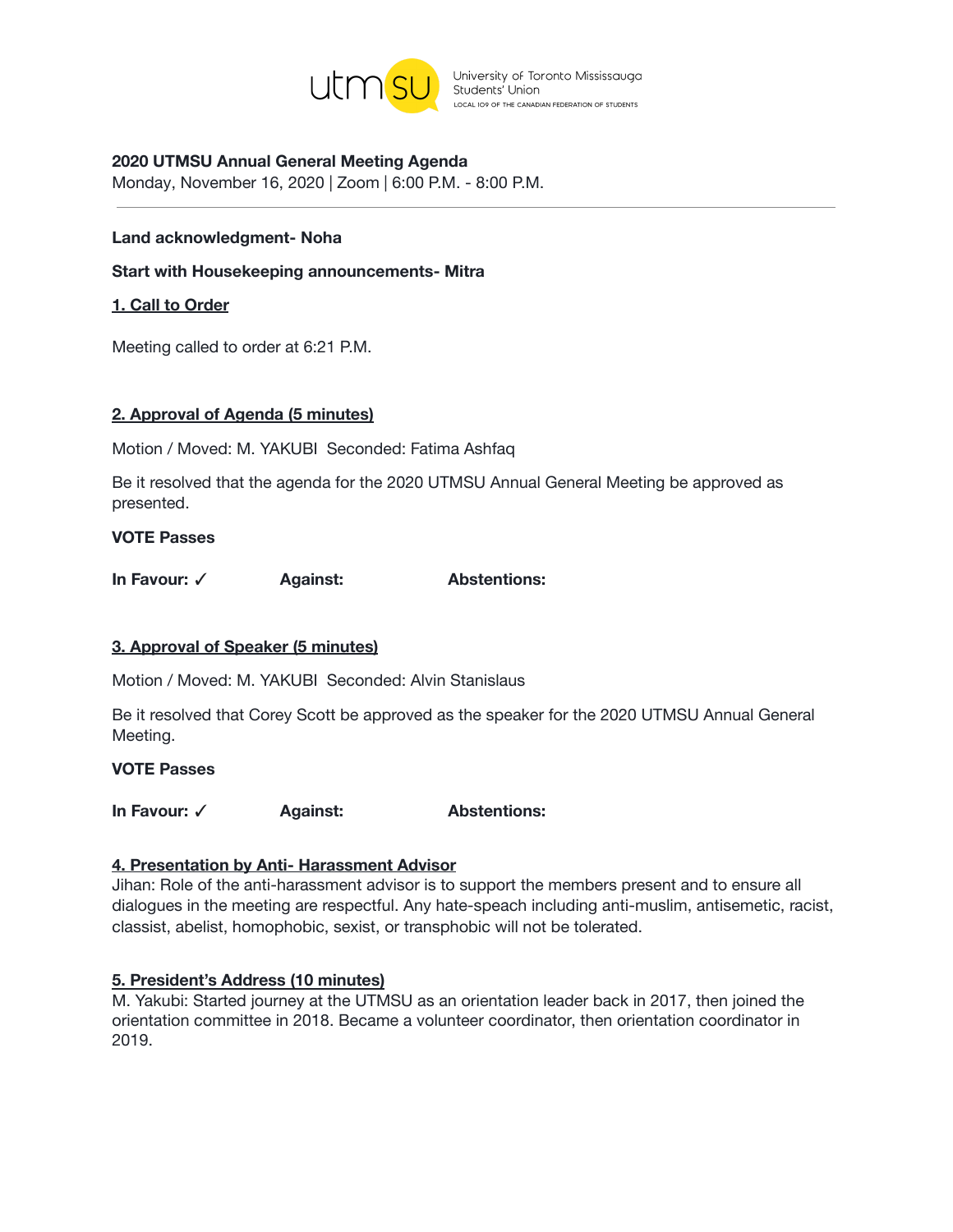utm su University of Toronto Mississauga Students' Union LOCAL 109 OF THE CANADIAN FEDERATION OF STUDENTS

**2020 UTMSU Annual General Meeting Agenda**
Monday, November 16, 2020 | Zoom | 6:00 P.M. - 8:00 P.M.

---

**Land acknowledgment- Noha**

**Start with Housekeeping announcements- Mitra**

## 1. Call to Order

Meeting called to order at 6:21 P.M.

## 2. Approval of Agenda (5 minutes)

Motion / Moved: M. YAKUBI Seconded: Fatima Ashfaq

Be it resolved that the agenda for the 2020 UTMSU Annual General Meeting be approved as presented.

**VOTE Passes**

**In Favour:** ✓ **Against:** **Abstentions:**

## 3. Approval of Speaker (5 minutes)

Motion / Moved: M. YAKUBI Seconded: Alvin Stanislaus

Be it resolved that Corey Scott be approved as the speaker for the 2020 UTMSU Annual General Meeting.

**VOTE Passes**

**In Favour:** ✓ **Against:** **Abstentions:**

## 4. Presentation by Anti- Harassment Advisor

Jihan: Role of the anti-harassment advisor is to support the members present and to ensure all dialogues in the meeting are respectful. Any hate-speach including anti-muslim, antisemetic, racist, classist, abelist, homophobic, sexist, or transphobic will not be tolerated.

## 5. President's Address (10 minutes)

M. Yakubi: Started journey at the UTMSU as an orientation leader back in 2017, then joined the orientation committee in 2018. Became a volunteer coordinator, then orientation coordinator in 2019.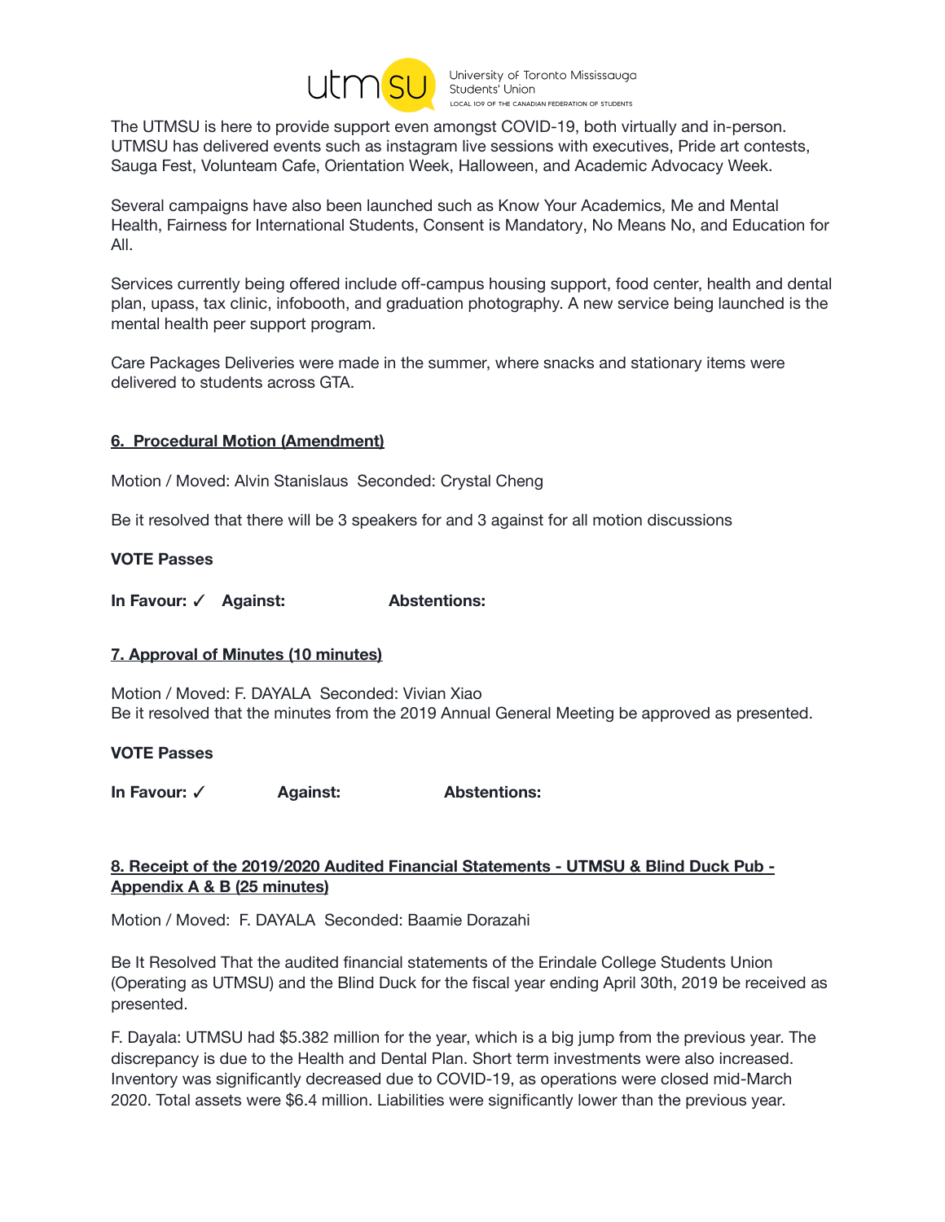The UTMSU is here to provide support even amongst COVID-19, both virtually and in-person. UTMSU has delivered events such as instagram live sessions with executives, Pride art contests, Sauga Fest, Volunteam Cafe, Orientation Week, Halloween, and Academic Advocacy Week.

Several campaigns have also been launched such as Know Your Academics, Me and Mental Health, Fairness for International Students, Consent is Mandatory, No Means No, and Education for All.

Services currently being offered include off-campus housing support, food center, health and dental plan, upass, tax clinic, infobooth, and graduation photography. A new service being launched is the mental health peer support program.

Care Packages Deliveries were made in the summer, where snacks and stationary items were delivered to students across GTA.

## 6. Procedural Motion (Amendment)

Motion / Moved: Alvin Stanislaus Seconded: Crystal Cheng

Be it resolved that there will be 3 speakers for and 3 against for all motion discussions

**VOTE Passes**

**In Favour:** ✓ **Against:** **Abstentions:**

## 7. Approval of Minutes (10 minutes)

Motion / Moved: F. DAYALA Seconded: Vivian Xiao
Be it resolved that the minutes from the 2019 Annual General Meeting be approved as presented.

**VOTE Passes**

**In Favour:** ✓ **Against:** **Abstentions:**

## 8. Receipt of the 2019/2020 Audited Financial Statements - UTMSU & Blind Duck Pub - Appendix A & B (25 minutes)

Motion / Moved: F. DAYALA Seconded: Baamie Dorazahi

Be It Resolved That the audited financial statements of the Erindale College Students Union (Operating as UTMSU) and the Blind Duck for the fiscal year ending April 30th, 2019 be received as presented.

F. Dayala: UTMSU had $5.382 million for the year, which is a big jump from the previous year. The discrepancy is due to the Health and Dental Plan. Short term investments were also increased. Inventory was significantly decreased due to COVID-19, as operations were closed mid-March 2020. Total assets were $6.4 million. Liabilities were significantly lower than the previous year.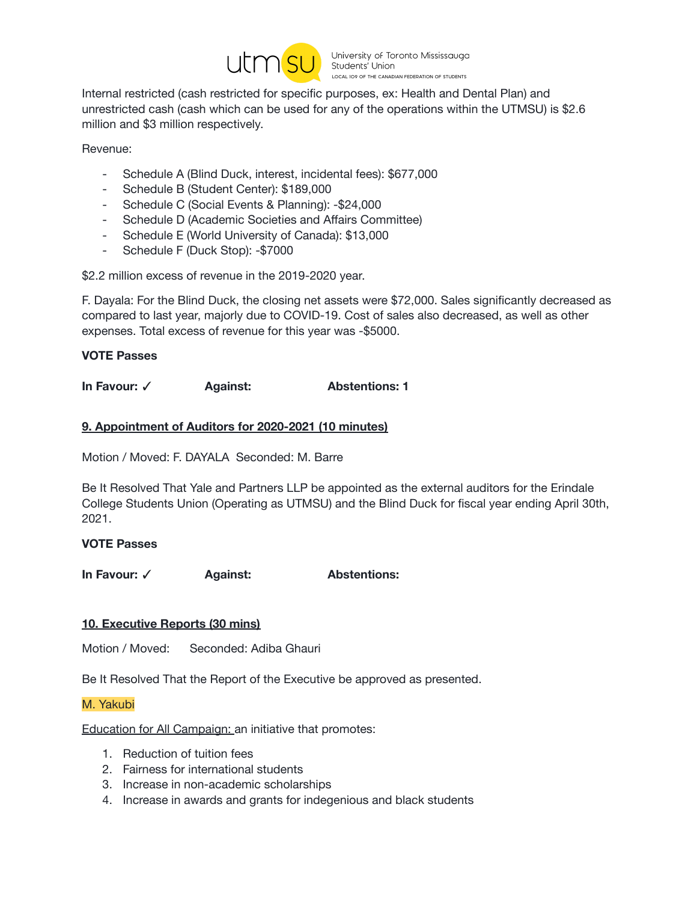Internal restricted (cash restricted for specific purposes, ex: Health and Dental Plan) and unrestricted cash (cash which can be used for any of the operations within the UTMSU) is $2.6 million and $3 million respectively.

Revenue:

- Schedule A (Blind Duck, interest, incidental fees): $677,000
- Schedule B (Student Center): $189,000
- Schedule C (Social Events & Planning): -$24,000
- Schedule D (Academic Societies and Affairs Committee)
- Schedule E (World University of Canada): $13,000
- Schedule F (Duck Stop): -$7000

$2.2 million excess of revenue in the 2019-2020 year.

F. Dayala: For the Blind Duck, the closing net assets were $72,000. Sales significantly decreased as compared to last year, majorly due to COVID-19. Cost of sales also decreased, as well as other expenses. Total excess of revenue for this year was -$5000.

**VOTE Passes**

**In Favour: ✓ Against: Abstentions: 1**

**9. Appointment of Auditors for 2020-2021 (10 minutes)**

Motion / Moved: F. DAYALA Seconded: M. Barre

Be It Resolved That Yale and Partners LLP be appointed as the external auditors for the Erindale College Students Union (Operating as UTMSU) and the Blind Duck for fiscal year ending April 30th, 2021.

**VOTE Passes**

**In Favour: ✓ Against: Abstentions:**

**10. Executive Reports (30 mins)**

Motion / Moved: Seconded: Adiba Ghauri

Be It Resolved That the Report of the Executive be approved as presented.

M. Yakubi

Education for All Campaign: an initiative that promotes:

1. Reduction of tuition fees
2. Fairness for international students
3. Increase in non-academic scholarships
4. Increase in awards and grants for indegenious and black students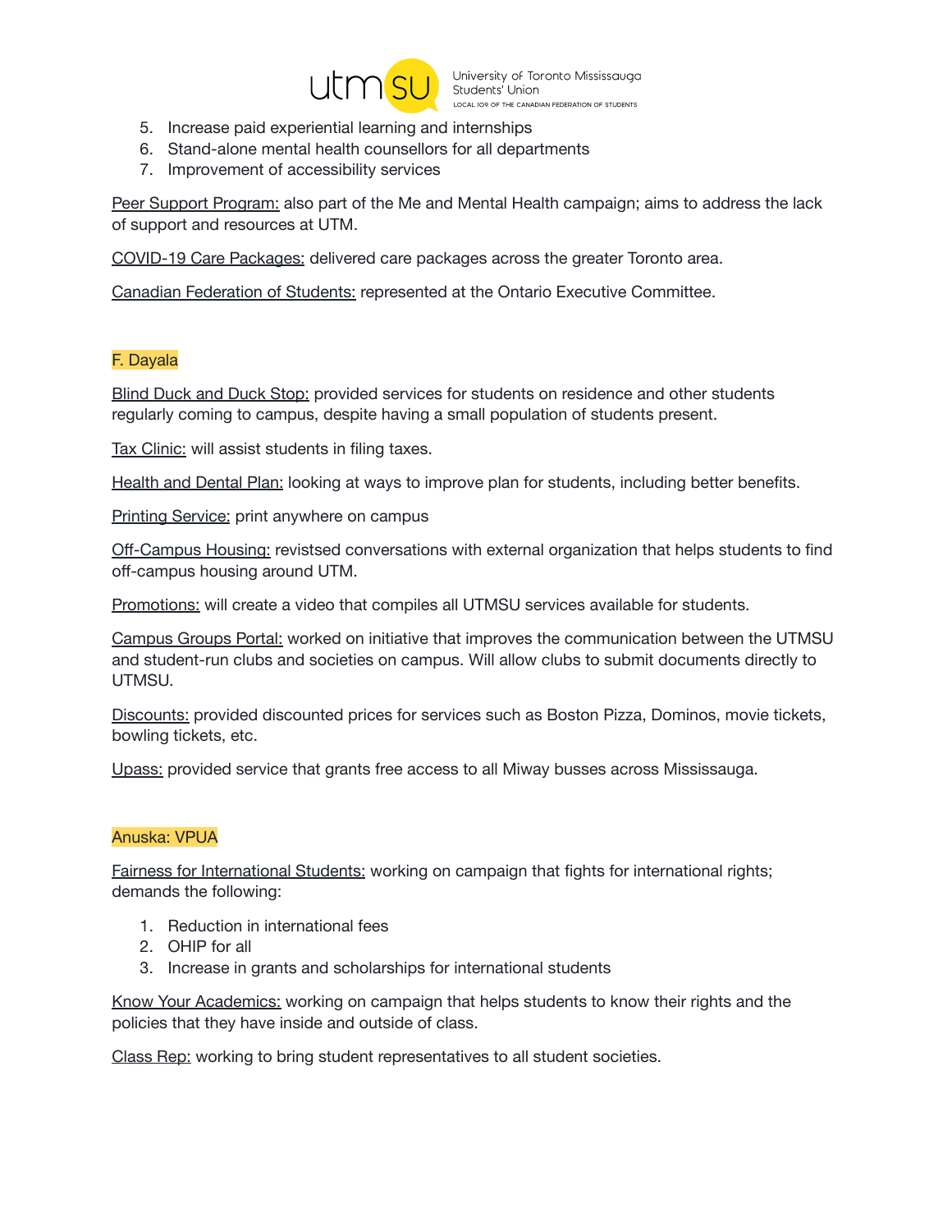5. Increase paid experiential learning and internships
6. Stand-alone mental health counsellors for all departments
7. Improvement of accessibility services

Peer Support Program: also part of the Me and Mental Health campaign; aims to address the lack of support and resources at UTM.

COVID-19 Care Packages: delivered care packages across the greater Toronto area.

Canadian Federation of Students: represented at the Ontario Executive Committee.

F. Dayala

Blind Duck and Duck Stop: provided services for students on residence and other students regularly coming to campus, despite having a small population of students present.

Tax Clinic: will assist students in filing taxes.

Health and Dental Plan: looking at ways to improve plan for students, including better benefits.

Printing Service: print anywhere on campus

Off-Campus Housing: revistsed conversations with external organization that helps students to find off-campus housing around UTM.

Promotions: will create a video that compiles all UTMSU services available for students.

Campus Groups Portal: worked on initiative that improves the communication between the UTMSU and student-run clubs and societies on campus. Will allow clubs to submit documents directly to UTMSU.

Discounts: provided discounted prices for services such as Boston Pizza, Dominos, movie tickets, bowling tickets, etc.

Upass: provided service that grants free access to all Miway busses across Mississauga.

Anuska: VPUA

Fairness for International Students: working on campaign that fights for international rights; demands the following:

1. Reduction in international fees
2. OHIP for all
3. Increase in grants and scholarships for international students

Know Your Academics: working on campaign that helps students to know their rights and the policies that they have inside and outside of class.

Class Rep: working to bring student representatives to all student societies.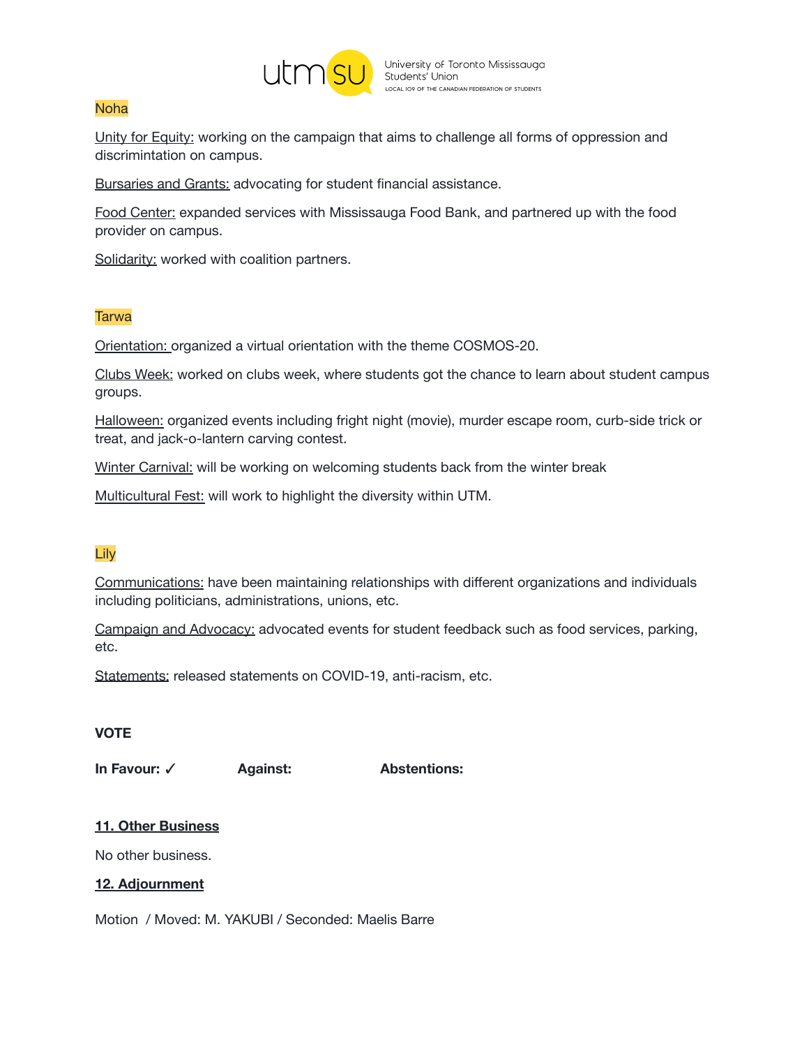Noha

Unity for Equity: working on the campaign that aims to challenge all forms of oppression and discrimintation on campus.

Bursaries and Grants: advocating for student financial assistance.

Food Center: expanded services with Mississauga Food Bank, and partnered up with the food provider on campus.

Solidarity: worked with coalition partners.

Tarwa

Orientation: organized a virtual orientation with the theme COSMOS-20.

Clubs Week: worked on clubs week, where students got the chance to learn about student campus groups.

Halloween: organized events including fright night (movie), murder escape room, curb-side trick or treat, and jack-o-lantern carving contest.

Winter Carnival: will be working on welcoming students back from the winter break

Multicultural Fest: will work to highlight the diversity within UTM.

Lily

Communications: have been maintaining relationships with different organizations and individuals including politicians, administrations, unions, etc.

Campaign and Advocacy: advocated events for student feedback such as food services, parking, etc.

Statements: released statements on COVID-19, anti-racism, etc.

**VOTE**

**In Favour:** ✓ **Against:** **Abstentions:**

## 11. Other Business

No other business.

## 12. Adjournment

Motion / Moved: M. YAKUBI / Seconded: Maelis Barre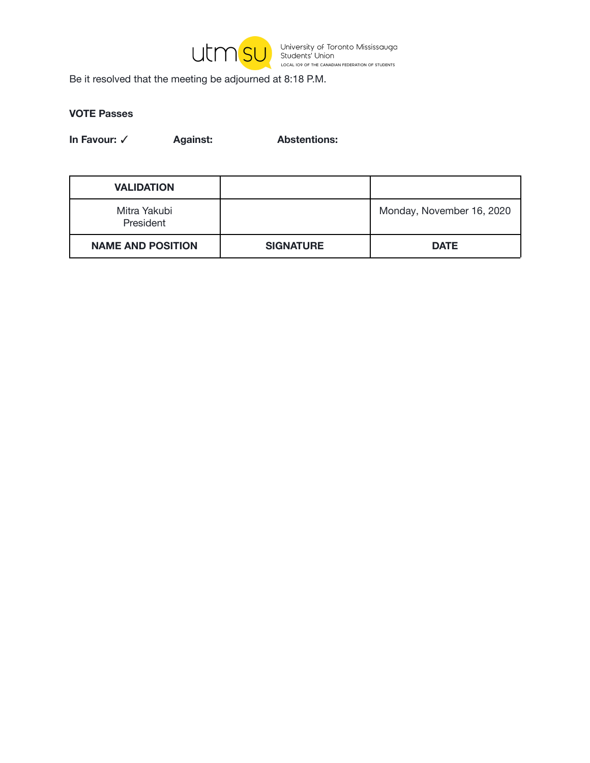Be it resolved that the meeting be adjourned at 8:18 P.M.

**VOTE Passes**

**In Favour:** ✓ **Against:** **Abstentions:**

| VALIDATION | | |
|---|---|---|
| Mitra Yakubi<br>President | | Monday, November 16, 2020 |
| **NAME AND POSITION** | **SIGNATURE** | **DATE** |